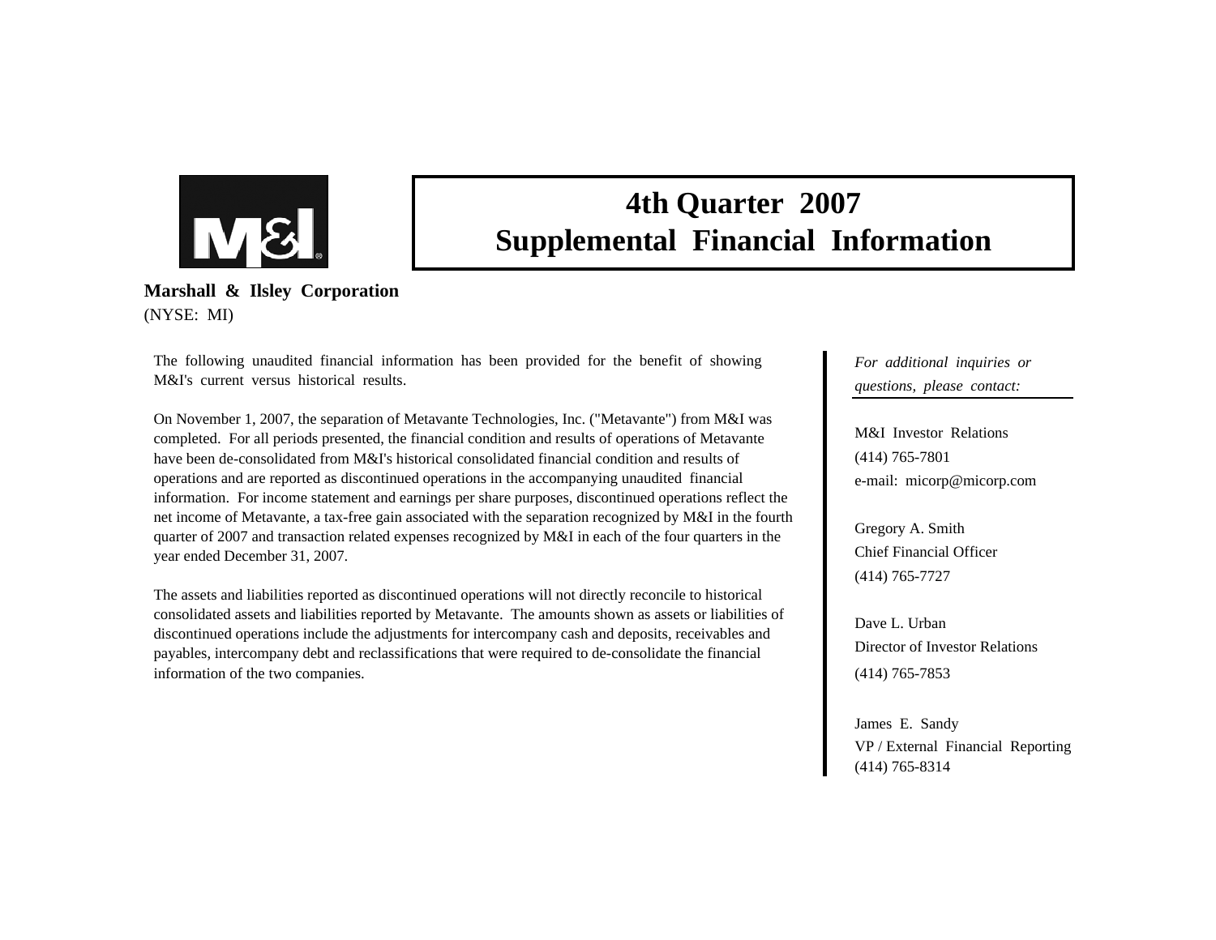# 4th Quarter 2007
# Supplemental Financial Information

**Marshall & Ilsley Corporation**
(NYSE: MI)

The following unaudited financial information has been provided for the benefit of showing M&I's current versus historical results.

On November 1, 2007, the separation of Metavante Technologies, Inc. ("Metavante") from M&I was completed. For all periods presented, the financial condition and results of operations of Metavante have been de-consolidated from M&I's historical consolidated financial condition and results of operations and are reported as discontinued operations in the accompanying unaudited financial information. For income statement and earnings per share purposes, discontinued operations reflect the net income of Metavante, a tax-free gain associated with the separation recognized by M&I in the fourth quarter of 2007 and transaction related expenses recognized by M&I in each of the four quarters in the year ended December 31, 2007.

The assets and liabilities reported as discontinued operations will not directly reconcile to historical consolidated assets and liabilities reported by Metavante. The amounts shown as assets or liabilities of discontinued operations include the adjustments for intercompany cash and deposits, receivables and payables, intercompany debt and reclassifications that were required to de-consolidate the financial information of the two companies.

*For additional inquiries or questions, please contact:*

M&I Investor Relations
(414) 765-7801
e-mail: micorp@micorp.com

Gregory A. Smith
Chief Financial Officer
(414) 765-7727

Dave L. Urban
Director of Investor Relations
(414) 765-7853

James E. Sandy
VP / External Financial Reporting
(414) 765-8314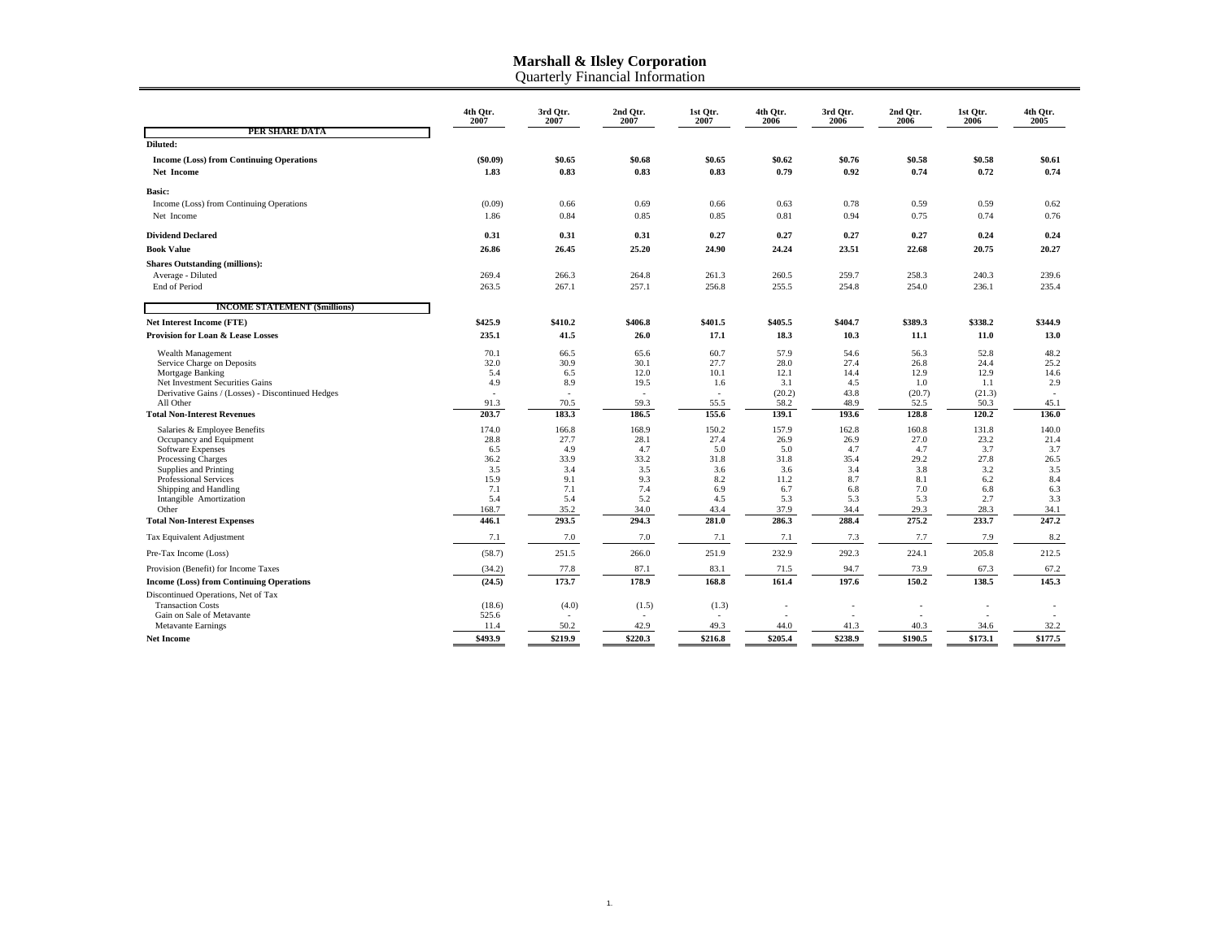# Marshall & Ilsley Corporation
## Quarterly Financial Information

| | 4th Qtr. 2007 | 3rd Qtr. 2007 | 2nd Qtr. 2007 | 1st Qtr. 2007 | 4th Qtr. 2006 | 3rd Qtr. 2006 | 2nd Qtr. 2006 | 1st Qtr. 2006 | 4th Qtr. 2005 |
|---|---|---|---|---|---|---|---|---|---|
| **PER SHARE DATA** | | | | | | | | | |
| **Diluted:** | | | | | | | | | |
| **Income (Loss) from Continuing Operations** | **($0.09)** | **$0.65** | **$0.68** | **$0.65** | **$0.62** | **$0.76** | **$0.58** | **$0.58** | **$0.61** |
| **Net Income** | **1.83** | **0.83** | **0.83** | **0.83** | **0.79** | **0.92** | **0.74** | **0.72** | **0.74** |
| **Basic:** | | | | | | | | | |
| Income (Loss) from Continuing Operations | (0.09) | 0.66 | 0.69 | 0.66 | 0.63 | 0.78 | 0.59 | 0.59 | 0.62 |
| Net Income | 1.86 | 0.84 | 0.85 | 0.85 | 0.81 | 0.94 | 0.75 | 0.74 | 0.76 |
| **Dividend Declared** | **0.31** | **0.31** | **0.31** | **0.27** | **0.27** | **0.27** | **0.27** | **0.24** | **0.24** |
| **Book Value** | **26.86** | **26.45** | **25.20** | **24.90** | **24.24** | **23.51** | **22.68** | **20.75** | **20.27** |
| **Shares Outstanding (millions):** | | | | | | | | | |
| Average - Diluted | 269.4 | 266.3 | 264.8 | 261.3 | 260.5 | 259.7 | 258.3 | 240.3 | 239.6 |
| End of Period | 263.5 | 267.1 | 257.1 | 256.8 | 255.5 | 254.8 | 254.0 | 236.1 | 235.4 |
| **INCOME STATEMENT ($millions)** | | | | | | | | | |
| **Net Interest Income (FTE)** | **$425.9** | **$410.2** | **$406.8** | **$401.5** | **$405.5** | **$404.7** | **$389.3** | **$338.2** | **$344.9** |
| **Provision for Loan & Lease Losses** | **235.1** | **41.5** | **26.0** | **17.1** | **18.3** | **10.3** | **11.1** | **11.0** | **13.0** |
| Wealth Management | 70.1 | 66.5 | 65.6 | 60.7 | 57.9 | 54.6 | 56.3 | 52.8 | 48.2 |
| Service Charge on Deposits | 32.0 | 30.9 | 30.1 | 27.7 | 28.0 | 27.4 | 26.8 | 24.4 | 25.2 |
| Mortgage Banking | 5.4 | 6.5 | 12.0 | 10.1 | 12.1 | 14.4 | 12.9 | 12.9 | 14.6 |
| Net Investment Securities Gains | 4.9 | 8.9 | 19.5 | 1.6 | 3.1 | 4.5 | 1.0 | 1.1 | 2.9 |
| Derivative Gains / (Losses) - Discontinued Hedges | - | - | - | - | (20.2) | 43.8 | (20.7) | (21.3) | - |
| All Other | 91.3 | 70.5 | 59.3 | 55.5 | 58.2 | 48.9 | 52.5 | 50.3 | 45.1 |
| **Total Non-Interest Revenues** | **203.7** | **183.3** | **186.5** | **155.6** | **139.1** | **193.6** | **128.8** | **120.2** | **136.0** |
| Salaries & Employee Benefits | 174.0 | 166.8 | 168.9 | 150.2 | 157.9 | 162.8 | 160.8 | 131.8 | 140.0 |
| Occupancy and Equipment | 28.8 | 27.7 | 28.1 | 27.4 | 26.9 | 26.9 | 27.0 | 23.2 | 21.4 |
| Software Expenses | 6.5 | 4.9 | 4.7 | 5.0 | 5.0 | 4.7 | 4.7 | 3.7 | 3.7 |
| Processing Charges | 36.2 | 33.9 | 33.2 | 31.8 | 31.8 | 35.4 | 29.2 | 27.8 | 26.5 |
| Supplies and Printing | 3.5 | 3.4 | 3.5 | 3.6 | 3.6 | 3.4 | 3.8 | 3.2 | 3.5 |
| Professional Services | 15.9 | 9.1 | 9.3 | 8.2 | 11.2 | 8.7 | 8.1 | 6.2 | 8.4 |
| Shipping and Handling | 7.1 | 7.1 | 7.4 | 6.9 | 6.7 | 6.8 | 7.0 | 6.8 | 6.3 |
| Intangible Amortization | 5.4 | 5.4 | 5.2 | 4.5 | 5.3 | 5.3 | 5.3 | 2.7 | 3.3 |
| Other | 168.7 | 35.2 | 34.0 | 43.4 | 37.9 | 34.4 | 29.3 | 28.3 | 34.1 |
| **Total Non-Interest Expenses** | **446.1** | **293.5** | **294.3** | **281.0** | **286.3** | **288.4** | **275.2** | **233.7** | **247.2** |
| Tax Equivalent Adjustment | 7.1 | 7.0 | 7.0 | 7.1 | 7.1 | 7.3 | 7.7 | 7.9 | 8.2 |
| Pre-Tax Income (Loss) | (58.7) | 251.5 | 266.0 | 251.9 | 232.9 | 292.3 | 224.1 | 205.8 | 212.5 |
| Provision (Benefit) for Income Taxes | (34.2) | 77.8 | 87.1 | 83.1 | 71.5 | 94.7 | 73.9 | 67.3 | 67.2 |
| **Income (Loss) from Continuing Operations** | **(24.5)** | **173.7** | **178.9** | **168.8** | **161.4** | **197.6** | **150.2** | **138.5** | **145.3** |
| Discontinued Operations, Net of Tax | | | | | | | | | |
| Transaction Costs | (18.6) | (4.0) | (1.5) | (1.3) | - | - | - | - | - |
| Gain on Sale of Metavante | 525.6 | - | - | - | - | - | - | - | - |
| Metavante Earnings | 11.4 | 50.2 | 42.9 | 49.3 | 44.0 | 41.3 | 40.3 | 34.6 | 32.2 |
| **Net Income** | **$493.9** | **$219.9** | **$220.3** | **$216.8** | **$205.4** | **$238.9** | **$190.5** | **$173.1** | **$177.5** |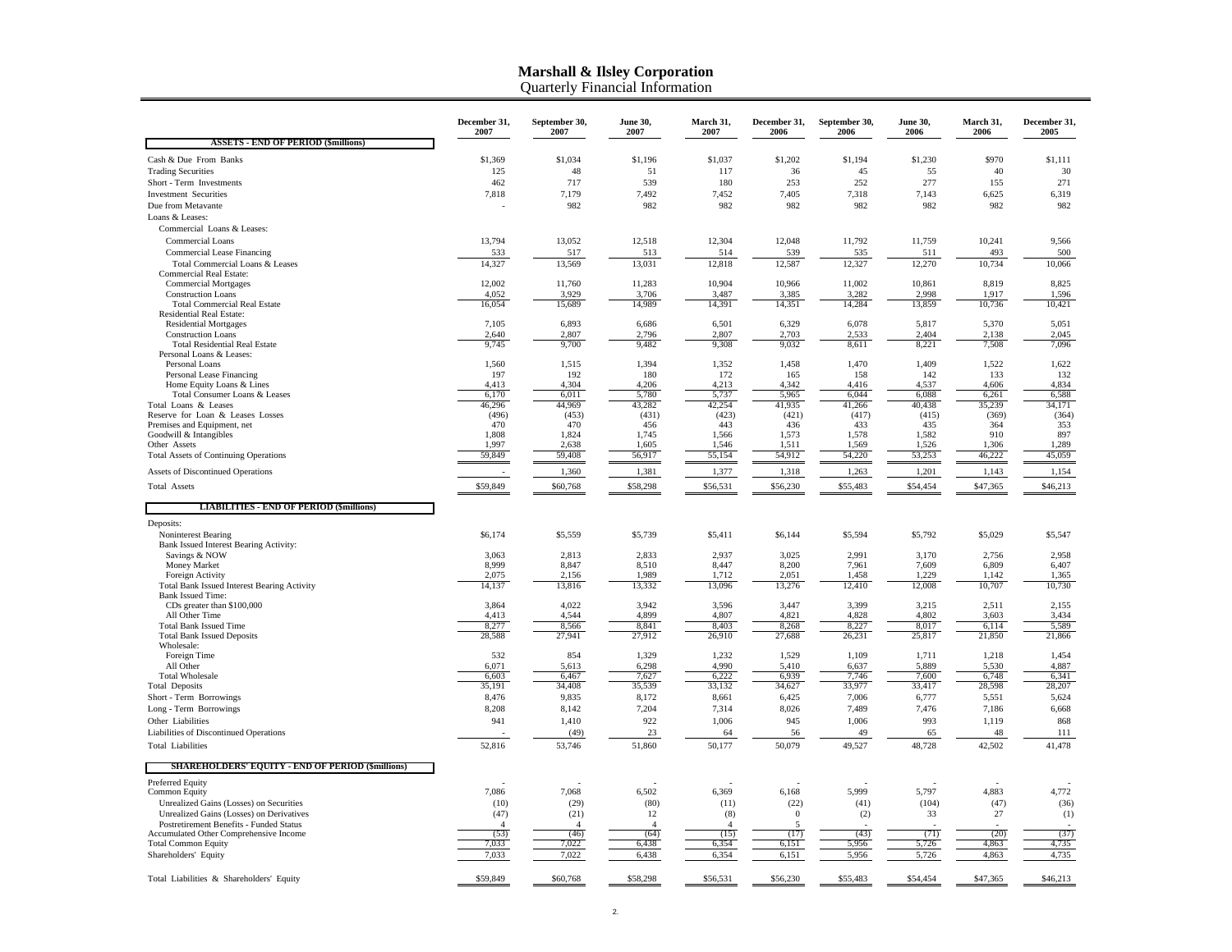# Marshall & Ilsley Corporation
## Quarterly Financial Information

| | December 31, 2007 | September 30, 2007 | June 30, 2007 | March 31, 2007 | December 31, 2006 | September 30, 2006 | June 30, 2006 | March 31, 2006 | December 31, 2005 |
|---|---|---|---|---|---|---|---|---|---|
| **ASSETS - END OF PERIOD ($millions)** | | | | | | | | | |
| Cash & Due From Banks | $1,369 | $1,034 | $1,196 | $1,037 | $1,202 | $1,194 | $1,230 | $970 | $1,111 |
| Trading Securities | 125 | 48 | 51 | 117 | 36 | 45 | 55 | 40 | 30 |
| Short - Term Investments | 462 | 717 | 539 | 180 | 253 | 252 | 277 | 155 | 271 |
| Investment Securities | 7,818 | 7,179 | 7,492 | 7,452 | 7,405 | 7,318 | 7,143 | 6,625 | 6,319 |
| Due from Metavante | - | 982 | 982 | 982 | 982 | 982 | 982 | 982 | 982 |
| Loans & Leases: | | | | | | | | | |
| Commercial Loans & Leases: | | | | | | | | | |
| Commercial Loans | 13,794 | 13,052 | 12,518 | 12,304 | 12,048 | 11,792 | 11,759 | 10,241 | 9,566 |
| Commercial Lease Financing | 533 | 517 | 513 | 514 | 539 | 535 | 511 | 493 | 500 |
| Total Commercial Loans & Leases | 14,327 | 13,569 | 13,031 | 12,818 | 12,587 | 12,327 | 12,270 | 10,734 | 10,066 |
| Commercial Real Estate: | | | | | | | | | |
| Commercial Mortgages | 12,002 | 11,760 | 11,283 | 10,904 | 10,966 | 11,002 | 10,861 | 8,819 | 8,825 |
| Construction Loans | 4,052 | 3,929 | 3,706 | 3,487 | 3,385 | 3,282 | 2,998 | 1,917 | 1,596 |
| Total Commercial Real Estate | 16,054 | 15,689 | 14,989 | 14,391 | 14,351 | 14,284 | 13,859 | 10,736 | 10,421 |
| Residential Real Estate: | | | | | | | | | |
| Residential Mortgages | 7,105 | 6,893 | 6,686 | 6,501 | 6,329 | 6,078 | 5,817 | 5,370 | 5,051 |
| Construction Loans | 2,640 | 2,807 | 2,796 | 2,807 | 2,703 | 2,533 | 2,404 | 2,138 | 2,045 |
| Total Residential Real Estate | 9,745 | 9,700 | 9,482 | 9,308 | 9,032 | 8,611 | 8,221 | 7,508 | 7,096 |
| Personal Loans & Leases: | | | | | | | | | |
| Personal Loans | 1,560 | 1,515 | 1,394 | 1,352 | 1,458 | 1,470 | 1,409 | 1,522 | 1,622 |
| Personal Lease Financing | 197 | 192 | 180 | 172 | 165 | 158 | 142 | 133 | 132 |
| Home Equity Loans & Lines | 4,413 | 4,304 | 4,206 | 4,213 | 4,342 | 4,416 | 4,537 | 4,606 | 4,834 |
| Total Consumer Loans & Leases | 6,170 | 6,011 | 5,780 | 5,737 | 5,965 | 6,044 | 6,088 | 6,261 | 6,588 |
| Total Loans & Leases | 46,296 | 44,969 | 43,282 | 42,254 | 41,935 | 41,266 | 40,438 | 35,239 | 34,171 |
| Reserve for Loan & Leases Losses | (496) | (453) | (431) | (423) | (421) | (417) | (415) | (369) | (364) |
| Premises and Equipment, net | 470 | 470 | 456 | 443 | 436 | 433 | 435 | 364 | 353 |
| Goodwill & Intangibles | 1,808 | 1,824 | 1,745 | 1,566 | 1,573 | 1,578 | 1,582 | 910 | 897 |
| Other Assets | 1,997 | 2,638 | 1,605 | 1,546 | 1,511 | 1,569 | 1,526 | 1,306 | 1,289 |
| Total Assets of Continuing Operations | 59,849 | 59,408 | 56,917 | 55,154 | 54,912 | 54,220 | 53,253 | 46,222 | 45,059 |
| Assets of Discontinued Operations | - | 1,360 | 1,381 | 1,377 | 1,318 | 1,263 | 1,201 | 1,143 | 1,154 |
| Total Assets | $59,849 | $60,768 | $58,298 | $56,531 | $56,230 | $55,483 | $54,454 | $47,365 | $46,213 |
| **LIABILITIES - END OF PERIOD ($millions)** | | | | | | | | | |
| Deposits: | | | | | | | | | |
| Noninterest Bearing | $6,174 | $5,559 | $5,739 | $5,411 | $6,144 | $5,594 | $5,792 | $5,029 | $5,547 |
| Bank Issued Interest Bearing Activity: | | | | | | | | | |
| Savings & NOW | 3,063 | 2,813 | 2,833 | 2,937 | 3,025 | 2,991 | 3,170 | 2,756 | 2,958 |
| Money Market | 8,999 | 8,847 | 8,510 | 8,447 | 8,200 | 7,961 | 7,609 | 6,809 | 6,407 |
| Foreign Activity | 2,075 | 2,156 | 1,989 | 1,712 | 2,051 | 1,458 | 1,229 | 1,142 | 1,365 |
| Total Bank Issued Interest Bearing Activity | 14,137 | 13,816 | 13,332 | 13,096 | 13,276 | 12,410 | 12,008 | 10,707 | 10,730 |
| Bank Issued Time: | | | | | | | | | |
| CDs greater than $100,000 | 3,864 | 4,022 | 3,942 | 3,596 | 3,447 | 3,399 | 3,215 | 2,511 | 2,155 |
| All Other Time | 4,413 | 4,544 | 4,899 | 4,807 | 4,821 | 4,828 | 4,802 | 3,603 | 3,434 |
| Total Bank Issued Time | 8,277 | 8,566 | 8,841 | 8,403 | 8,268 | 8,227 | 8,017 | 6,114 | 5,589 |
| Total Bank Issued Deposits | 28,588 | 27,941 | 27,912 | 26,910 | 27,688 | 26,231 | 25,817 | 21,850 | 21,866 |
| Wholesale: | | | | | | | | | |
| Foreign Time | 532 | 854 | 1,329 | 1,232 | 1,529 | 1,109 | 1,711 | 1,218 | 1,454 |
| All Other | 6,071 | 5,613 | 6,298 | 4,990 | 5,410 | 6,637 | 5,889 | 5,530 | 4,887 |
| Total Wholesale | 6,603 | 6,467 | 7,627 | 6,222 | 6,939 | 7,746 | 7,600 | 6,748 | 6,341 |
| Total Deposits | 35,191 | 34,408 | 35,539 | 33,132 | 34,627 | 33,977 | 33,417 | 28,598 | 28,207 |
| Short - Term Borrowings | 8,476 | 9,835 | 8,172 | 8,661 | 6,425 | 7,006 | 6,777 | 5,551 | 5,624 |
| Long - Term Borrowings | 8,208 | 8,142 | 7,204 | 7,314 | 8,026 | 7,489 | 7,476 | 7,186 | 6,668 |
| Other Liabilities | 941 | 1,410 | 922 | 1,006 | 945 | 1,006 | 993 | 1,119 | 868 |
| Liabilities of Discontinued Operations | - | (49) | 23 | 64 | 56 | 49 | 65 | 48 | 111 |
| Total Liabilities | 52,816 | 53,746 | 51,860 | 50,177 | 50,079 | 49,527 | 48,728 | 42,502 | 41,478 |
| **SHAREHOLDERS' EQUITY - END OF PERIOD ($millions)** | | | | | | | | | |
| Preferred Equity | - | - | - | - | - | - | - | - | - |
| Common Equity | 7,086 | 7,068 | 6,502 | 6,369 | 6,168 | 5,999 | 5,797 | 4,883 | 4,772 |
| Unrealized Gains (Losses) on Securities | (10) | (29) | (80) | (11) | (22) | (41) | (104) | (47) | (36) |
| Unrealized Gains (Losses) on Derivatives | (47) | (21) | 12 | (8) | 0 | (2) | 33 | 27 | (1) |
| Postretirement Benefits - Funded Status | 4 | 4 | 4 | 4 | 5 | - | - | - | - |
| Accumulated Other Comprehensive Income | (53) | (46) | (64) | (15) | (17) | (43) | (71) | (20) | (37) |
| Total Common Equity | 7,033 | 7,022 | 6,438 | 6,354 | 6,151 | 5,956 | 5,726 | 4,863 | 4,735 |
| Shareholders' Equity | 7,033 | 7,022 | 6,438 | 6,354 | 6,151 | 5,956 | 5,726 | 4,863 | 4,735 |
| Total Liabilities & Shareholders' Equity | $59,849 | $60,768 | $58,298 | $56,531 | $56,230 | $55,483 | $54,454 | $47,365 | $46,213 |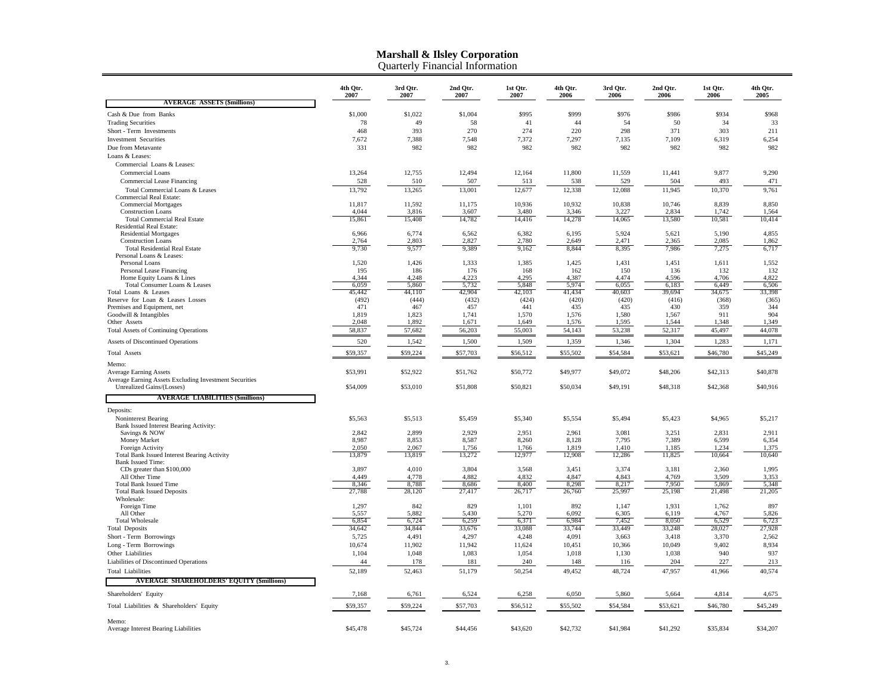# Marshall & Ilsley Corporation

## Quarterly Financial Information

| | 4th Qtr. 2007 | 3rd Qtr. 2007 | 2nd Qtr. 2007 | 1st Qtr. 2007 | 4th Qtr. 2006 | 3rd Qtr. 2006 | 2nd Qtr. 2006 | 1st Qtr. 2006 | 4th Qtr. 2005 |
|---|---|---|---|---|---|---|---|---|---|
| **AVERAGE ASSETS ($millions)** | | | | | | | | | |
| Cash & Due from Banks | $1,000 | $1,022 | $1,004 | $995 | $999 | $976 | $986 | $934 | $968 |
| Trading Securities | 78 | 49 | 58 | 41 | 44 | 54 | 50 | 34 | 33 |
| Short - Term Investments | 468 | 393 | 270 | 274 | 220 | 298 | 371 | 303 | 211 |
| Investment Securities | 7,672 | 7,388 | 7,548 | 7,372 | 7,297 | 7,135 | 7,109 | 6,319 | 6,254 |
| Due from Metavante | 331 | 982 | 982 | 982 | 982 | 982 | 982 | 982 | 982 |
| Loans & Leases: | | | | | | | | | |
| Commercial Loans & Leases: | | | | | | | | | |
| Commercial Loans | 13,264 | 12,755 | 12,494 | 12,164 | 11,800 | 11,559 | 11,441 | 9,877 | 9,290 |
| Commercial Lease Financing | 528 | 510 | 507 | 513 | 538 | 529 | 504 | 493 | 471 |
| Total Commercial Loans & Leases | 13,792 | 13,265 | 13,001 | 12,677 | 12,338 | 12,088 | 11,945 | 10,370 | 9,761 |
| Commercial Real Estate: | | | | | | | | | |
| Commercial Mortgages | 11,817 | 11,592 | 11,175 | 10,936 | 10,932 | 10,838 | 10,746 | 8,839 | 8,850 |
| Construction Loans | 4,044 | 3,816 | 3,607 | 3,480 | 3,346 | 3,227 | 2,834 | 1,742 | 1,564 |
| Total Commercial Real Estate | 15,861 | 15,408 | 14,782 | 14,416 | 14,278 | 14,065 | 13,580 | 10,581 | 10,414 |
| Residential Real Estate: | | | | | | | | | |
| Residential Mortgages | 6,966 | 6,774 | 6,562 | 6,382 | 6,195 | 5,924 | 5,621 | 5,190 | 4,855 |
| Construction Loans | 2,764 | 2,803 | 2,827 | 2,780 | 2,649 | 2,471 | 2,365 | 2,085 | 1,862 |
| Total Residential Real Estate | 9,730 | 9,577 | 9,389 | 9,162 | 8,844 | 8,395 | 7,986 | 7,275 | 6,717 |
| Personal Loans & Leases: | | | | | | | | | |
| Personal Loans | 1,520 | 1,426 | 1,333 | 1,385 | 1,425 | 1,431 | 1,451 | 1,611 | 1,552 |
| Personal Lease Financing | 195 | 186 | 176 | 168 | 162 | 150 | 136 | 132 | 132 |
| Home Equity Loans & Lines | 4,344 | 4,248 | 4,223 | 4,295 | 4,387 | 4,474 | 4,596 | 4,706 | 4,822 |
| Total Consumer Loans & Leases | 6,059 | 5,860 | 5,732 | 5,848 | 5,974 | 6,055 | 6,183 | 6,449 | 6,506 |
| Total Loans & Leases | 45,442 | 44,110 | 42,904 | 42,103 | 41,434 | 40,603 | 39,694 | 34,675 | 33,398 |
| Reserve for Loan & Leases Losses | (492) | (444) | (432) | (424) | (420) | (420) | (416) | (368) | (365) |
| Premises and Equipment, net | 471 | 467 | 457 | 441 | 435 | 435 | 430 | 359 | 344 |
| Goodwill & Intangibles | 1,819 | 1,823 | 1,741 | 1,570 | 1,576 | 1,580 | 1,567 | 911 | 904 |
| Other Assets | 2,048 | 1,892 | 1,671 | 1,649 | 1,576 | 1,595 | 1,544 | 1,348 | 1,349 |
| Total Assets of Continuing Operations | 58,837 | 57,682 | 56,203 | 55,003 | 54,143 | 53,238 | 52,317 | 45,497 | 44,078 |
| Assets of Discontinued Operations | 520 | 1,542 | 1,500 | 1,509 | 1,359 | 1,346 | 1,304 | 1,283 | 1,171 |
| Total Assets | $59,357 | $59,224 | $57,703 | $56,512 | $55,502 | $54,584 | $53,621 | $46,780 | $45,249 |
| Memo: | | | | | | | | | |
| Average Earning Assets | $53,991 | $52,922 | $51,762 | $50,772 | $49,977 | $49,072 | $48,206 | $42,313 | $40,878 |
| Average Earning Assets Excluding Investment Securities Unrealized Gains/(Losses) | $54,009 | $53,010 | $51,808 | $50,821 | $50,034 | $49,191 | $48,318 | $42,368 | $40,916 |
| **AVERAGE LIABILITIES ($millions)** | | | | | | | | | |
| Deposits: | | | | | | | | | |
| Noninterest Bearing | $5,563 | $5,513 | $5,459 | $5,340 | $5,554 | $5,494 | $5,423 | $4,965 | $5,217 |
| Bank Issued Interest Bearing Activity: | | | | | | | | | |
| Savings & NOW | 2,842 | 2,899 | 2,929 | 2,951 | 2,961 | 3,081 | 3,251 | 2,831 | 2,911 |
| Money Market | 8,987 | 8,853 | 8,587 | 8,260 | 8,128 | 7,795 | 7,389 | 6,599 | 6,354 |
| Foreign Activity | 2,050 | 2,067 | 1,756 | 1,766 | 1,819 | 1,410 | 1,185 | 1,234 | 1,375 |
| Total Bank Issued Interest Bearing Activity | 13,879 | 13,819 | 13,272 | 12,977 | 12,908 | 12,286 | 11,825 | 10,664 | 10,640 |
| Bank Issued Time: | | | | | | | | | |
| CDs greater than $100,000 | 3,897 | 4,010 | 3,804 | 3,568 | 3,451 | 3,374 | 3,181 | 2,360 | 1,995 |
| All Other Time | 4,449 | 4,778 | 4,882 | 4,832 | 4,847 | 4,843 | 4,769 | 3,509 | 3,353 |
| Total Bank Issued Time | 8,346 | 8,788 | 8,686 | 8,400 | 8,298 | 8,217 | 7,950 | 5,869 | 5,348 |
| Total Bank Issued Deposits | 27,788 | 28,120 | 27,417 | 26,717 | 26,760 | 25,997 | 25,198 | 21,498 | 21,205 |
| Wholesale: | | | | | | | | | |
| Foreign Time | 1,297 | 842 | 829 | 1,101 | 892 | 1,147 | 1,931 | 1,762 | 897 |
| All Other | 5,557 | 5,882 | 5,430 | 5,270 | 6,092 | 6,305 | 6,119 | 4,767 | 5,826 |
| Total Wholesale | 6,854 | 6,724 | 6,259 | 6,371 | 6,984 | 7,452 | 8,050 | 6,529 | 6,723 |
| Total Deposits | 34,642 | 34,844 | 33,676 | 33,088 | 33,744 | 33,449 | 33,248 | 28,027 | 27,928 |
| Short - Term Borrowings | 5,725 | 4,491 | 4,297 | 4,248 | 4,091 | 3,663 | 3,418 | 3,370 | 2,562 |
| Long - Term Borrowings | 10,674 | 11,902 | 11,942 | 11,624 | 10,451 | 10,366 | 10,049 | 9,402 | 8,934 |
| Other Liabilities | 1,104 | 1,048 | 1,083 | 1,054 | 1,018 | 1,130 | 1,038 | 940 | 937 |
| Liabilities of Discontinued Operations | 44 | 178 | 181 | 240 | 148 | 116 | 204 | 227 | 213 |
| Total Liabilities | 52,189 | 52,463 | 51,179 | 50,254 | 49,452 | 48,724 | 47,957 | 41,966 | 40,574 |
| **AVERAGE SHAREHOLDERS' EQUITY ($millions)** | | | | | | | | | |
| Shareholders' Equity | 7,168 | 6,761 | 6,524 | 6,258 | 6,050 | 5,860 | 5,664 | 4,814 | 4,675 |
| Total Liabilities & Shareholders' Equity | $59,357 | $59,224 | $57,703 | $56,512 | $55,502 | $54,584 | $53,621 | $46,780 | $45,249 |
| Memo: | | | | | | | | | |
| Average Interest Bearing Liabilities | $45,478 | $45,724 | $44,456 | $43,620 | $42,732 | $41,984 | $41,292 | $35,834 | $34,207 |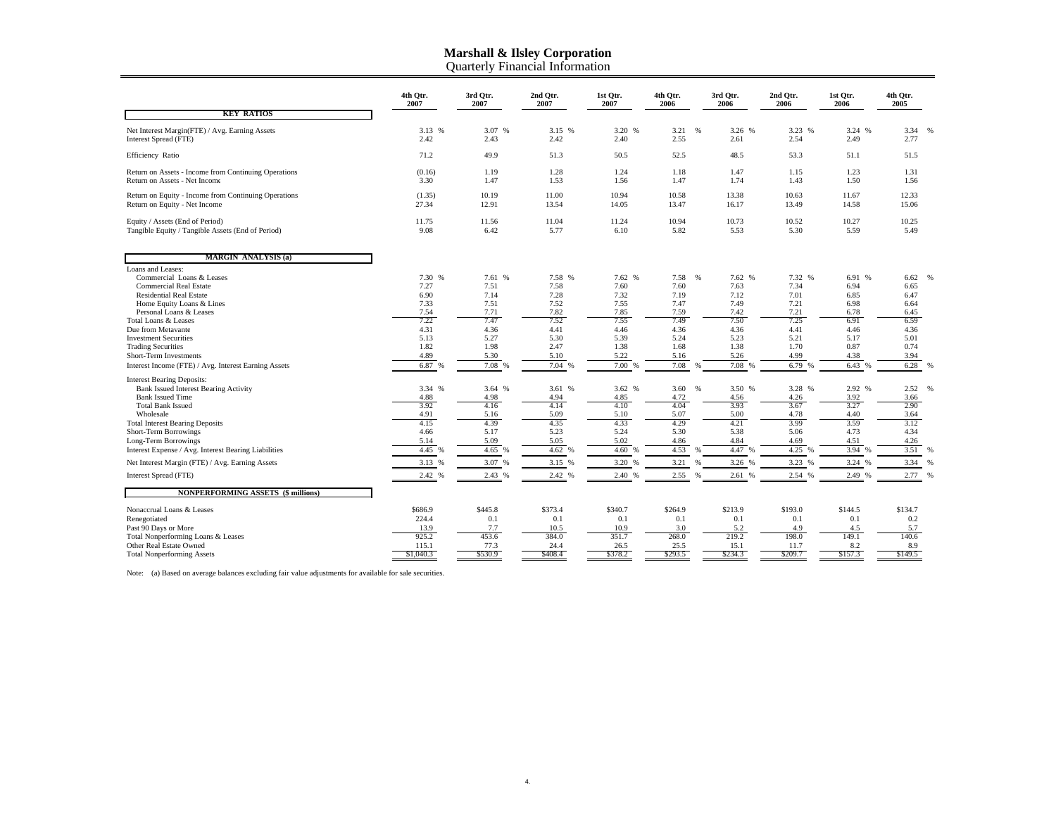# Marshall & Ilsley Corporation
## Quarterly Financial Information

| | 4th Qtr. 2007 | 3rd Qtr. 2007 | 2nd Qtr. 2007 | 1st Qtr. 2007 | 4th Qtr. 2006 | 3rd Qtr. 2006 | 2nd Qtr. 2006 | 1st Qtr. 2006 | 4th Qtr. 2005 |
|---|---|---|---|---|---|---|---|---|---|
| **KEY RATIOS** | | | | | | | | | |
| Net Interest Margin(FTE) / Avg. Earning Assets | 3.13 % | 3.07 % | 3.15 % | 3.20 % | 3.21 % | 3.26 % | 3.23 % | 3.24 % | 3.34 % |
| Interest Spread (FTE) | 2.42 | 2.43 | 2.42 | 2.40 | 2.55 | 2.61 | 2.54 | 2.49 | 2.77 |
| Efficiency Ratio | 71.2 | 49.9 | 51.3 | 50.5 | 52.5 | 48.5 | 53.3 | 51.1 | 51.5 |
| Return on Assets - Income from Continuing Operations | (0.16) | 1.19 | 1.28 | 1.24 | 1.18 | 1.47 | 1.15 | 1.23 | 1.31 |
| Return on Assets - Net Income | 3.30 | 1.47 | 1.53 | 1.56 | 1.47 | 1.74 | 1.43 | 1.50 | 1.56 |
| Return on Equity - Income from Continuing Operations | (1.35) | 10.19 | 11.00 | 10.94 | 10.58 | 13.38 | 10.63 | 11.67 | 12.33 |
| Return on Equity - Net Income | 27.34 | 12.91 | 13.54 | 14.05 | 13.47 | 16.17 | 13.49 | 14.58 | 15.06 |
| Equity / Assets (End of Period) | 11.75 | 11.56 | 11.04 | 11.24 | 10.94 | 10.73 | 10.52 | 10.27 | 10.25 |
| Tangible Equity / Tangible Assets (End of Period) | 9.08 | 6.42 | 5.77 | 6.10 | 5.82 | 5.53 | 5.30 | 5.59 | 5.49 |
| **MARGIN ANALYSIS (a)** | | | | | | | | | |
| Loans and Leases: | | | | | | | | | |
| Commercial Loans & Leases | 7.30 % | 7.61 % | 7.58 % | 7.62 % | 7.58 % | 7.62 % | 7.32 % | 6.91 % | 6.62 % |
| Commercial Real Estate | 7.27 | 7.51 | 7.58 | 7.60 | 7.60 | 7.63 | 7.34 | 6.94 | 6.65 |
| Residential Real Estate | 6.90 | 7.14 | 7.28 | 7.32 | 7.19 | 7.12 | 7.01 | 6.85 | 6.47 |
| Home Equity Loans & Lines | 7.33 | 7.51 | 7.52 | 7.55 | 7.47 | 7.49 | 7.21 | 6.98 | 6.64 |
| Personal Loans & Leases | 7.54 | 7.71 | 7.82 | 7.85 | 7.59 | 7.42 | 7.21 | 6.78 | 6.45 |
| Total Loans & Leases | 7.22 | 7.47 | 7.52 | 7.55 | 7.49 | 7.50 | 7.25 | 6.91 | 6.59 |
| Due from Metavante | 4.31 | 4.36 | 4.41 | 4.46 | 4.36 | 4.36 | 4.41 | 4.46 | 4.36 |
| Investment Securities | 5.13 | 5.27 | 5.30 | 5.39 | 5.24 | 5.23 | 5.21 | 5.17 | 5.01 |
| Trading Securities | 1.82 | 1.98 | 2.47 | 1.38 | 1.68 | 1.38 | 1.70 | 0.87 | 0.74 |
| Short-Term Investments | 4.89 | 5.30 | 5.10 | 5.22 | 5.16 | 5.26 | 4.99 | 4.38 | 3.94 |
| Interest Income (FTE) / Avg. Interest Earning Assets | 6.87 % | 7.08 % | 7.04 % | 7.00 % | 7.08 % | 7.08 % | 6.79 % | 6.43 % | 6.28 % |
| Interest Bearing Deposits: | | | | | | | | | |
| Bank Issued Interest Bearing Activity | 3.34 % | 3.64 % | 3.61 % | 3.62 % | 3.60 % | 3.50 % | 3.28 % | 2.92 % | 2.52 % |
| Bank Issued Time | 4.88 | 4.98 | 4.94 | 4.85 | 4.72 | 4.56 | 4.26 | 3.92 | 3.66 |
| Total Bank Issued | 3.92 | 4.16 | 4.14 | 4.10 | 4.04 | 3.93 | 3.67 | 3.27 | 2.90 |
| Wholesale | 4.91 | 5.16 | 5.09 | 5.10 | 5.07 | 5.00 | 4.78 | 4.40 | 3.64 |
| Total Interest Bearing Deposits | 4.15 | 4.39 | 4.35 | 4.33 | 4.29 | 4.21 | 3.99 | 3.59 | 3.12 |
| Short-Term Borrowings | 4.66 | 5.17 | 5.23 | 5.24 | 5.30 | 5.38 | 5.06 | 4.73 | 4.34 |
| Long-Term Borrowings | 5.14 | 5.09 | 5.05 | 5.02 | 4.86 | 4.84 | 4.69 | 4.51 | 4.26 |
| Interest Expense / Avg. Interest Bearing Liabilities | 4.45 % | 4.65 % | 4.62 % | 4.60 % | 4.53 % | 4.47 % | 4.25 % | 3.94 % | 3.51 % |
| Net Interest Margin (FTE) / Avg. Earning Assets | 3.13 % | 3.07 % | 3.15 % | 3.20 % | 3.21 % | 3.26 % | 3.23 % | 3.24 % | 3.34 % |
| Interest Spread (FTE) | 2.42 % | 2.43 % | 2.42 % | 2.40 % | 2.55 % | 2.61 % | 2.54 % | 2.49 % | 2.77 % |
| **NONPERFORMING ASSETS ($ millions)** | | | | | | | | | |
| Nonaccrual Loans & Leases | $686.9 | $445.8 | $373.4 | $340.7 | $264.9 | $213.9 | $193.0 | $144.5 | $134.7 |
| Renegotiated | 224.4 | 0.1 | 0.1 | 0.1 | 0.1 | 0.1 | 0.1 | 0.1 | 0.2 |
| Past 90 Days or More | 13.9 | 7.7 | 10.5 | 10.9 | 3.0 | 5.2 | 4.9 | 4.5 | 5.7 |
| Total Nonperforming Loans & Leases | 925.2 | 453.6 | 384.0 | 351.7 | 268.0 | 219.2 | 198.0 | 149.1 | 140.6 |
| Other Real Estate Owned | 115.1 | 77.3 | 24.4 | 26.5 | 25.5 | 15.1 | 11.7 | 8.2 | 8.9 |
| Total Nonperforming Assets | $1,040.3 | $530.9 | $408.4 | $378.2 | $293.5 | $234.3 | $209.7 | $157.3 | $149.5 |

Note: (a) Based on average balances excluding fair value adjustments for available for sale securities.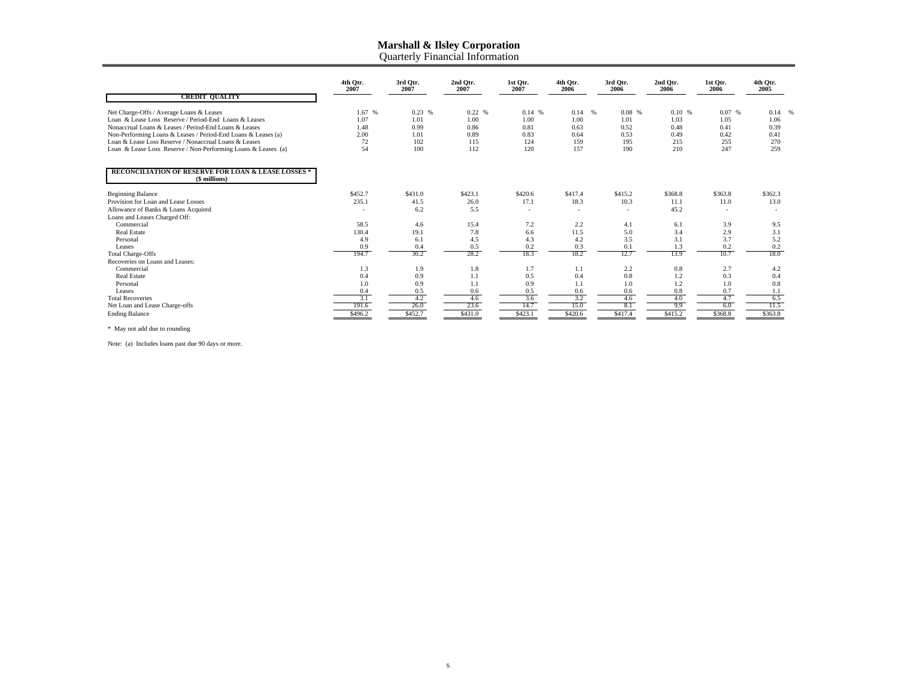# Marshall & Ilsley Corporation

Quarterly Financial Information

| CREDIT QUALITY | 4th Qtr. 2007 | 3rd Qtr. 2007 | 2nd Qtr. 2007 | 1st Qtr. 2007 | 4th Qtr. 2006 | 3rd Qtr. 2006 | 2nd Qtr. 2006 | 1st Qtr. 2006 | 4th Qtr. 2005 |
|---|---|---|---|---|---|---|---|---|---|
| Net Charge-Offs / Average Loans & Leases | 1.67 % | 0.23 % | 0.22 % | 0.14 % | 0.14 % | 0.08 % | 0.10 % | 0.07 % | 0.14 % |
| Loan & Lease Loss Reserve / Period-End Loans & Leases | 1.07 | 1.01 | 1.00 | 1.00 | 1.00 | 1.01 | 1.03 | 1.05 | 1.06 |
| Nonaccrual Loans & Leases / Period-End Loans & Leases | 1.48 | 0.99 | 0.86 | 0.81 | 0.63 | 0.52 | 0.48 | 0.41 | 0.39 |
| Non-Performing Loans & Leases / Period-End Loans & Leases (a) | 2.00 | 1.01 | 0.89 | 0.83 | 0.64 | 0.53 | 0.49 | 0.42 | 0.41 |
| Loan & Lease Loss Reserve / Nonaccrual Loans & Leases | 72 | 102 | 115 | 124 | 159 | 195 | 215 | 255 | 270 |
| Loan & Lease Loss Reserve / Non-Performing Loans & Leases (a) | 54 | 100 | 112 | 120 | 157 | 190 | 210 | 247 | 259 |

| RECONCILIATION OF RESERVE FOR LOAN & LEASE LOSSES * ($ millions) | 4th Qtr. 2007 | 3rd Qtr. 2007 | 2nd Qtr. 2007 | 1st Qtr. 2007 | 4th Qtr. 2006 | 3rd Qtr. 2006 | 2nd Qtr. 2006 | 1st Qtr. 2006 | 4th Qtr. 2005 |
|---|---|---|---|---|---|---|---|---|---|
| Beginning Balance | $452.7 | $431.0 | $423.1 | $420.6 | $417.4 | $415.2 | $368.8 | $363.8 | $362.3 |
| Provision for Loan and Lease Losses | 235.1 | 41.5 | 26.0 | 17.1 | 18.3 | 10.3 | 11.1 | 11.0 | 13.0 |
| Allowance of Banks & Loans Acquired | - | 6.2 | 5.5 | - | - | - | 45.2 | - | - |
| Loans and Leases Charged Off: | | | | | | | | | |
| Commercial | 58.5 | 4.6 | 15.4 | 7.2 | 2.2 | 4.1 | 6.1 | 3.9 | 9.5 |
| Real Estate | 130.4 | 19.1 | 7.8 | 6.6 | 11.5 | 5.0 | 3.4 | 2.9 | 3.1 |
| Personal | 4.9 | 6.1 | 4.5 | 4.3 | 4.2 | 3.5 | 3.1 | 3.7 | 5.2 |
| Leases | 0.9 | 0.4 | 0.5 | 0.2 | 0.3 | 0.1 | 1.3 | 0.2 | 0.2 |
| Total Charge-Offs | 194.7 | 30.2 | 28.2 | 18.3 | 18.2 | 12.7 | 13.9 | 10.7 | 18.0 |
| Recoveries on Loans and Leases: | | | | | | | | | |
| Commercial | 1.3 | 1.9 | 1.8 | 1.7 | 1.1 | 2.2 | 0.8 | 2.7 | 4.2 |
| Real Estate | 0.4 | 0.9 | 1.1 | 0.5 | 0.4 | 0.8 | 1.2 | 0.3 | 0.4 |
| Personal | 1.0 | 0.9 | 1.1 | 0.9 | 1.1 | 1.0 | 1.2 | 1.0 | 0.8 |
| Leases | 0.4 | 0.5 | 0.6 | 0.5 | 0.6 | 0.6 | 0.8 | 0.7 | 1.1 |
| Total Recoveries | 3.1 | 4.2 | 4.6 | 3.6 | 3.2 | 4.6 | 4.0 | 4.7 | 6.5 |
| Net Loan and Lease Charge-offs | 191.6 | 26.0 | 23.6 | 14.7 | 15.0 | 8.1 | 9.9 | 6.0 | 11.5 |
| Ending Balance | $496.2 | $452.7 | $431.0 | $423.1 | $420.6 | $417.4 | $415.2 | $368.8 | $363.8 |

* May not add due to rounding

Note: (a) Includes loans past due 90 days or more.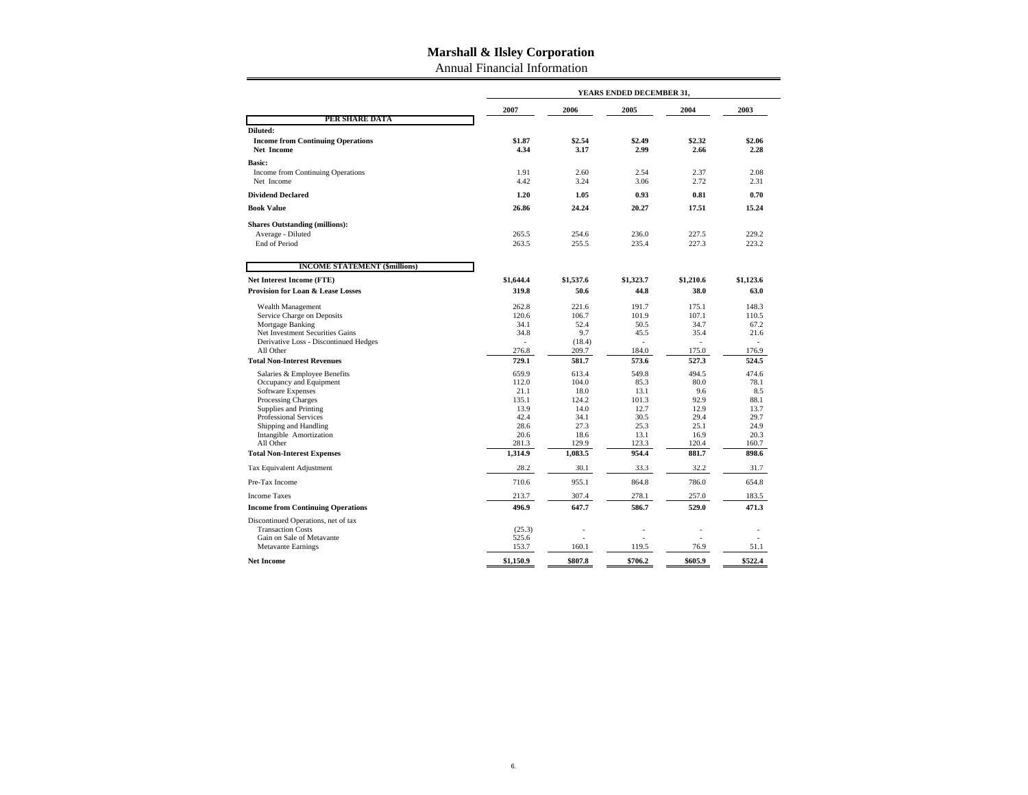# Marshall & Ilsley Corporation

## Annual Financial Information

| | YEARS ENDED DECEMBER 31, | | | | |
|---|---|---|---|---|---|
| | **2007** | **2006** | **2005** | **2004** | **2003** |
| **PER SHARE DATA** | | | | | |
| **Diluted:** | | | | | |
| **Income from Continuing Operations** | **$1.87** | **$2.54** | **$2.49** | **$2.32** | **$2.06** |
| **Net Income** | **4.34** | **3.17** | **2.99** | **2.66** | **2.28** |
| **Basic:** | | | | | |
| Income from Continuing Operations | 1.91 | 2.60 | 2.54 | 2.37 | 2.08 |
| Net Income | 4.42 | 3.24 | 3.06 | 2.72 | 2.31 |
| **Dividend Declared** | **1.20** | **1.05** | **0.93** | **0.81** | **0.70** |
| **Book Value** | **26.86** | **24.24** | **20.27** | **17.51** | **15.24** |
| **Shares Outstanding (millions):** | | | | | |
| Average - Diluted | 265.5 | 254.6 | 236.0 | 227.5 | 229.2 |
| End of Period | 263.5 | 255.5 | 235.4 | 227.3 | 223.2 |
| **INCOME STATEMENT ($millions)** | | | | | |
| **Net Interest Income (FTE)** | **$1,644.4** | **$1,537.6** | **$1,323.7** | **$1,210.6** | **$1,123.6** |
| **Provision for Loan & Lease Losses** | **319.8** | **50.6** | **44.8** | **38.0** | **63.0** |
| Wealth Management | 262.8 | 221.6 | 191.7 | 175.1 | 148.3 |
| Service Charge on Deposits | 120.6 | 106.7 | 101.9 | 107.1 | 110.5 |
| Mortgage Banking | 34.1 | 52.4 | 50.5 | 34.7 | 67.2 |
| Net Investment Securities Gains | 34.8 | 9.7 | 45.5 | 35.4 | 21.6 |
| Derivative Loss - Discontinued Hedges | - | (18.4) | - | - | - |
| All Other | 276.8 | 209.7 | 184.0 | 175.0 | 176.9 |
| **Total Non-Interest Revenues** | **729.1** | **581.7** | **573.6** | **527.3** | **524.5** |
| Salaries & Employee Benefits | 659.9 | 613.4 | 549.8 | 494.5 | 474.6 |
| Occupancy and Equipment | 112.0 | 104.0 | 85.3 | 80.0 | 78.1 |
| Software Expenses | 21.1 | 18.0 | 13.1 | 9.6 | 8.5 |
| Processing Charges | 135.1 | 124.2 | 101.3 | 92.9 | 88.1 |
| Supplies and Printing | 13.9 | 14.0 | 12.7 | 12.9 | 13.7 |
| Professional Services | 42.4 | 34.1 | 30.5 | 29.4 | 29.7 |
| Shipping and Handling | 28.6 | 27.3 | 25.3 | 25.1 | 24.9 |
| Intangible Amortization | 20.6 | 18.6 | 13.1 | 16.9 | 20.3 |
| All Other | 281.3 | 129.9 | 123.3 | 120.4 | 160.7 |
| **Total Non-Interest Expenses** | **1,314.9** | **1,083.5** | **954.4** | **881.7** | **898.6** |
| Tax Equivalent Adjustment | 28.2 | 30.1 | 33.3 | 32.2 | 31.7 |
| Pre-Tax Income | 710.6 | 955.1 | 864.8 | 786.0 | 654.8 |
| Income Taxes | 213.7 | 307.4 | 278.1 | 257.0 | 183.5 |
| **Income from Continuing Operations** | **496.9** | **647.7** | **586.7** | **529.0** | **471.3** |
| Discontinued Operations, net of tax | | | | | |
| Transaction Costs | (25.3) | - | - | - | - |
| Gain on Sale of Metavante | 525.6 | - | - | - | - |
| Metavante Earnings | 153.7 | 160.1 | 119.5 | 76.9 | 51.1 |
| **Net Income** | **$1,150.9** | **$807.8** | **$706.2** | **$605.9** | **$522.4** |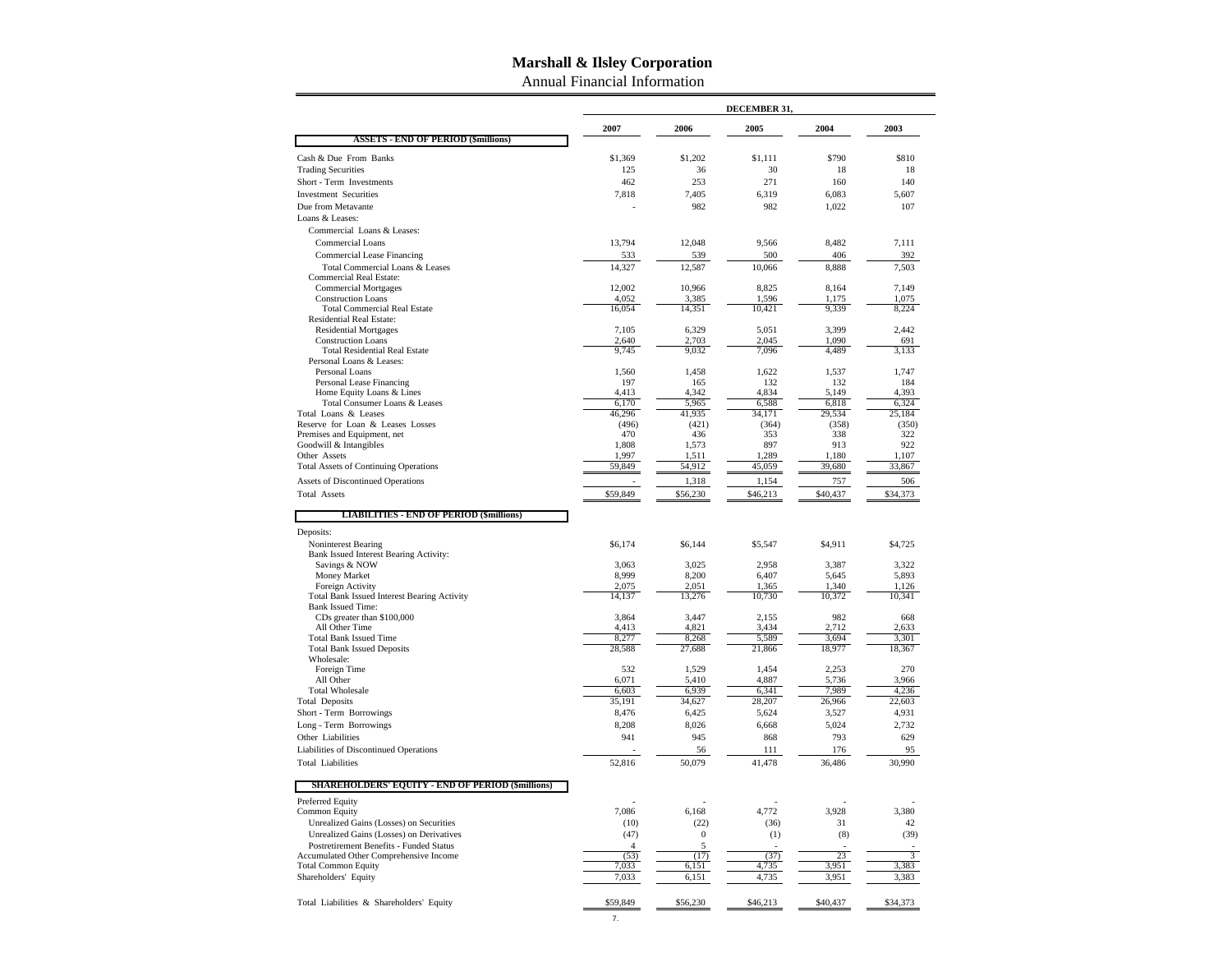# Marshall & Ilsley Corporation

Annual Financial Information

| | DECEMBER 31, | | | | |
|---|---|---|---|---|---|
| | 2007 | 2006 | 2005 | 2004 | 2003 |
| **ASSETS - END OF PERIOD ($millions)** | | | | | |
| Cash & Due From Banks | $1,369 | $1,202 | $1,111 | $790 | $810 |
| Trading Securities | 125 | 36 | 30 | 18 | 18 |
| Short - Term Investments | 462 | 253 | 271 | 160 | 140 |
| Investment Securities | 7,818 | 7,405 | 6,319 | 6,083 | 5,607 |
| Due from Metavante | - | 982 | 982 | 1,022 | 107 |
| Loans & Leases: | | | | | |
| Commercial Loans & Leases: | | | | | |
| Commercial Loans | 13,794 | 12,048 | 9,566 | 8,482 | 7,111 |
| Commercial Lease Financing | 533 | 539 | 500 | 406 | 392 |
| Total Commercial Loans & Leases | 14,327 | 12,587 | 10,066 | 8,888 | 7,503 |
| Commercial Real Estate: | | | | | |
| Commercial Mortgages | 12,002 | 10,966 | 8,825 | 8,164 | 7,149 |
| Construction Loans | 4,052 | 3,385 | 1,596 | 1,175 | 1,075 |
| Total Commercial Real Estate | 16,054 | 14,351 | 10,421 | 9,339 | 8,224 |
| Residential Real Estate: | | | | | |
| Residential Mortgages | 7,105 | 6,329 | 5,051 | 3,399 | 2,442 |
| Construction Loans | 2,640 | 2,703 | 2,045 | 1,090 | 691 |
| Total Residential Real Estate | 9,745 | 9,032 | 7,096 | 4,489 | 3,133 |
| Personal Loans & Leases: | | | | | |
| Personal Loans | 1,560 | 1,458 | 1,622 | 1,537 | 1,747 |
| Personal Lease Financing | 197 | 165 | 132 | 132 | 184 |
| Home Equity Loans & Lines | 4,413 | 4,342 | 4,834 | 5,149 | 4,393 |
| Total Consumer Loans & Leases | 6,170 | 5,965 | 6,588 | 6,818 | 6,324 |
| Total Loans & Leases | 46,296 | 41,935 | 34,171 | 29,534 | 25,184 |
| Reserve for Loan & Leases Losses | (496) | (421) | (364) | (358) | (350) |
| Premises and Equipment, net | 470 | 436 | 353 | 338 | 322 |
| Goodwill & Intangibles | 1,808 | 1,573 | 897 | 913 | 922 |
| Other Assets | 1,997 | 1,511 | 1,289 | 1,180 | 1,107 |
| Total Assets of Continuing Operations | 59,849 | 54,912 | 45,059 | 39,680 | 33,867 |
| Assets of Discontinued Operations | - | 1,318 | 1,154 | 757 | 506 |
| Total Assets | $59,849 | $56,230 | $46,213 | $40,437 | $34,373 |
| **LIABILITIES - END OF PERIOD ($millions)** | | | | | |
| Deposits: | | | | | |
| Noninterest Bearing | $6,174 | $6,144 | $5,547 | $4,911 | $4,725 |
| Bank Issued Interest Bearing Activity: | | | | | |
| Savings & NOW | 3,063 | 3,025 | 2,958 | 3,387 | 3,322 |
| Money Market | 8,999 | 8,200 | 6,407 | 5,645 | 5,893 |
| Foreign Activity | 2,075 | 2,051 | 1,365 | 1,340 | 1,126 |
| Total Bank Issued Interest Bearing Activity | 14,137 | 13,276 | 10,730 | 10,372 | 10,341 |
| Bank Issued Time: | | | | | |
| CDs greater than $100,000 | 3,864 | 3,447 | 2,155 | 982 | 668 |
| All Other Time | 4,413 | 4,821 | 3,434 | 2,712 | 2,633 |
| Total Bank Issued Time | 8,277 | 8,268 | 5,589 | 3,694 | 3,301 |
| Total Bank Issued Deposits | 28,588 | 27,688 | 21,866 | 18,977 | 18,367 |
| Wholesale: | | | | | |
| Foreign Time | 532 | 1,529 | 1,454 | 2,253 | 270 |
| All Other | 6,071 | 5,410 | 4,887 | 5,736 | 3,966 |
| Total Wholesale | 6,603 | 6,939 | 6,341 | 7,989 | 4,236 |
| Total Deposits | 35,191 | 34,627 | 28,207 | 26,966 | 22,603 |
| Short - Term Borrowings | 8,476 | 6,425 | 5,624 | 3,527 | 4,931 |
| Long - Term Borrowings | 8,208 | 8,026 | 6,668 | 5,024 | 2,732 |
| Other Liabilities | 941 | 945 | 868 | 793 | 629 |
| Liabilities of Discontinued Operations | - | 56 | 111 | 176 | 95 |
| Total Liabilities | 52,816 | 50,079 | 41,478 | 36,486 | 30,990 |
| **SHAREHOLDERS' EQUITY - END OF PERIOD ($millions)** | | | | | |
| Preferred Equity | - | - | - | - | - |
| Common Equity | 7,086 | 6,168 | 4,772 | 3,928 | 3,380 |
| Unrealized Gains (Losses) on Securities | (10) | (22) | (36) | 31 | 42 |
| Unrealized Gains (Losses) on Derivatives | (47) | 0 | (1) | (8) | (39) |
| Postretirement Benefits - Funded Status | 4 | 5 | - | - | - |
| Accumulated Other Comprehensive Income | (53) | (17) | (37) | 23 | 3 |
| Total Common Equity | 7,033 | 6,151 | 4,735 | 3,951 | 3,383 |
| Shareholders' Equity | 7,033 | 6,151 | 4,735 | 3,951 | 3,383 |
| Total Liabilities & Shareholders' Equity | $59,849 | $56,230 | $46,213 | $40,437 | $34,373 |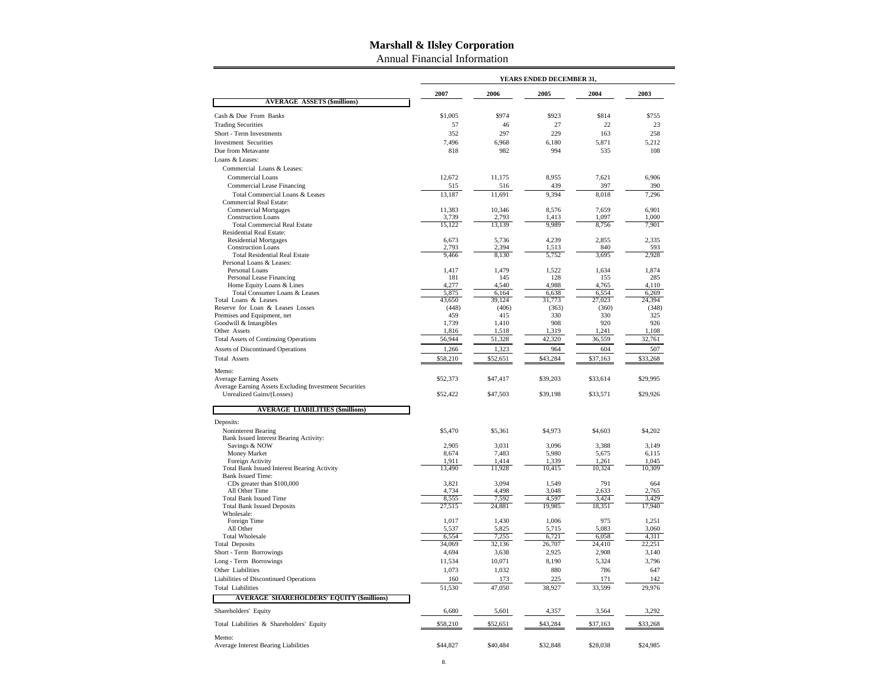# Marshall & Ilsley Corporation

## Annual Financial Information

| | YEARS ENDED DECEMBER 31, | | | | |
|---|---|---|---|---|---|
| | 2007 | 2006 | 2005 | 2004 | 2003 |
| **AVERAGE ASSETS ($millions)** | | | | | |
| Cash & Due From Banks | $1,005 | $974 | $923 | $814 | $755 |
| Trading Securities | 57 | 46 | 27 | 22 | 23 |
| Short - Term Investments | 352 | 297 | 229 | 163 | 258 |
| Investment Securities | 7,496 | 6,968 | 6,180 | 5,871 | 5,212 |
| Due from Metavante | 818 | 982 | 994 | 535 | 108 |
| Loans & Leases: | | | | | |
| Commercial Loans & Leases: | | | | | |
| Commercial Loans | 12,672 | 11,175 | 8,955 | 7,621 | 6,906 |
| Commercial Lease Financing | 515 | 516 | 439 | 397 | 390 |
| Total Commercial Loans & Leases | 13,187 | 11,691 | 9,394 | 8,018 | 7,296 |
| Commercial Real Estate: | | | | | |
| Commercial Mortgages | 11,383 | 10,346 | 8,576 | 7,659 | 6,901 |
| Construction Loans | 3,739 | 2,793 | 1,413 | 1,097 | 1,000 |
| Total Commercial Real Estate | 15,122 | 13,139 | 9,989 | 8,756 | 7,901 |
| Residential Real Estate: | | | | | |
| Residential Mortgages | 6,673 | 5,736 | 4,239 | 2,855 | 2,335 |
| Construction Loans | 2,793 | 2,394 | 1,513 | 840 | 593 |
| Total Residential Real Estate | 9,466 | 8,130 | 5,752 | 3,695 | 2,928 |
| Personal Loans & Leases: | | | | | |
| Personal Loans | 1,417 | 1,479 | 1,522 | 1,634 | 1,874 |
| Personal Lease Financing | 181 | 145 | 128 | 155 | 285 |
| Home Equity Loans & Lines | 4,277 | 4,540 | 4,988 | 4,765 | 4,110 |
| Total Consumer Loans & Leases | 5,875 | 6,164 | 6,638 | 6,554 | 6,269 |
| Total Loans & Leases | 43,650 | 39,124 | 31,773 | 27,023 | 24,394 |
| Reserve for Loan & Leases Losses | (448) | (406) | (363) | (360) | (348) |
| Premises and Equipment, net | 459 | 415 | 330 | 330 | 325 |
| Goodwill & Intangibles | 1,739 | 1,410 | 908 | 920 | 926 |
| Other Assets | 1,816 | 1,518 | 1,319 | 1,241 | 1,108 |
| Total Assets of Continuing Operations | 56,944 | 51,328 | 42,320 | 36,559 | 32,761 |
| Assets of Discontinued Operations | 1,266 | 1,323 | 964 | 604 | 507 |
| Total Assets | $58,210 | $52,651 | $43,284 | $37,163 | $33,268 |
| Memo: | | | | | |
| Average Earning Assets | $52,373 | $47,417 | $39,203 | $33,614 | $29,995 |
| Average Earning Assets Excluding Investment Securities Unrealized Gains/(Losses) | $52,422 | $47,503 | $39,198 | $33,571 | $29,926 |
| **AVERAGE LIABILITIES ($millions)** | | | | | |
| Deposits: | | | | | |
| Noninterest Bearing | $5,470 | $5,361 | $4,973 | $4,603 | $4,202 |
| Bank Issued Interest Bearing Activity: | | | | | |
| Savings & NOW | 2,905 | 3,031 | 3,096 | 3,388 | 3,149 |
| Money Market | 8,674 | 7,483 | 5,980 | 5,675 | 6,115 |
| Foreign Activity | 1,911 | 1,414 | 1,339 | 1,261 | 1,045 |
| Total Bank Issued Interest Bearing Activity | 13,490 | 11,928 | 10,415 | 10,324 | 10,309 |
| Bank Issued Time: | | | | | |
| CDs greater than $100,000 | 3,821 | 3,094 | 1,549 | 791 | 664 |
| All Other Time | 4,734 | 4,498 | 3,048 | 2,633 | 2,765 |
| Total Bank Issued Time | 8,555 | 7,592 | 4,597 | 3,424 | 3,429 |
| Total Bank Issued Deposits | 27,515 | 24,881 | 19,985 | 18,351 | 17,940 |
| Wholesale: | | | | | |
| Foreign Time | 1,017 | 1,430 | 1,006 | 975 | 1,251 |
| All Other | 5,537 | 5,825 | 5,715 | 5,083 | 3,060 |
| Total Wholesale | 6,554 | 7,255 | 6,721 | 6,058 | 4,311 |
| Total Deposits | 34,069 | 32,136 | 26,707 | 24,410 | 22,251 |
| Short - Term Borrowings | 4,694 | 3,638 | 2,925 | 2,908 | 3,140 |
| Long - Term Borrowings | 11,534 | 10,071 | 8,190 | 5,324 | 3,796 |
| Other Liabilities | 1,073 | 1,032 | 880 | 786 | 647 |
| Liabilities of Discontinued Operations | 160 | 173 | 225 | 171 | 142 |
| Total Liabilities | 51,530 | 47,050 | 38,927 | 33,599 | 29,976 |
| **AVERAGE SHAREHOLDERS' EQUITY ($millions)** | | | | | |
| Shareholders' Equity | 6,680 | 5,601 | 4,357 | 3,564 | 3,292 |
| Total Liabilities & Shareholders' Equity | $58,210 | $52,651 | $43,284 | $37,163 | $33,268 |
| Memo: | | | | | |
| Average Interest Bearing Liabilities | $44,827 | $40,484 | $32,848 | $28,038 | $24,985 |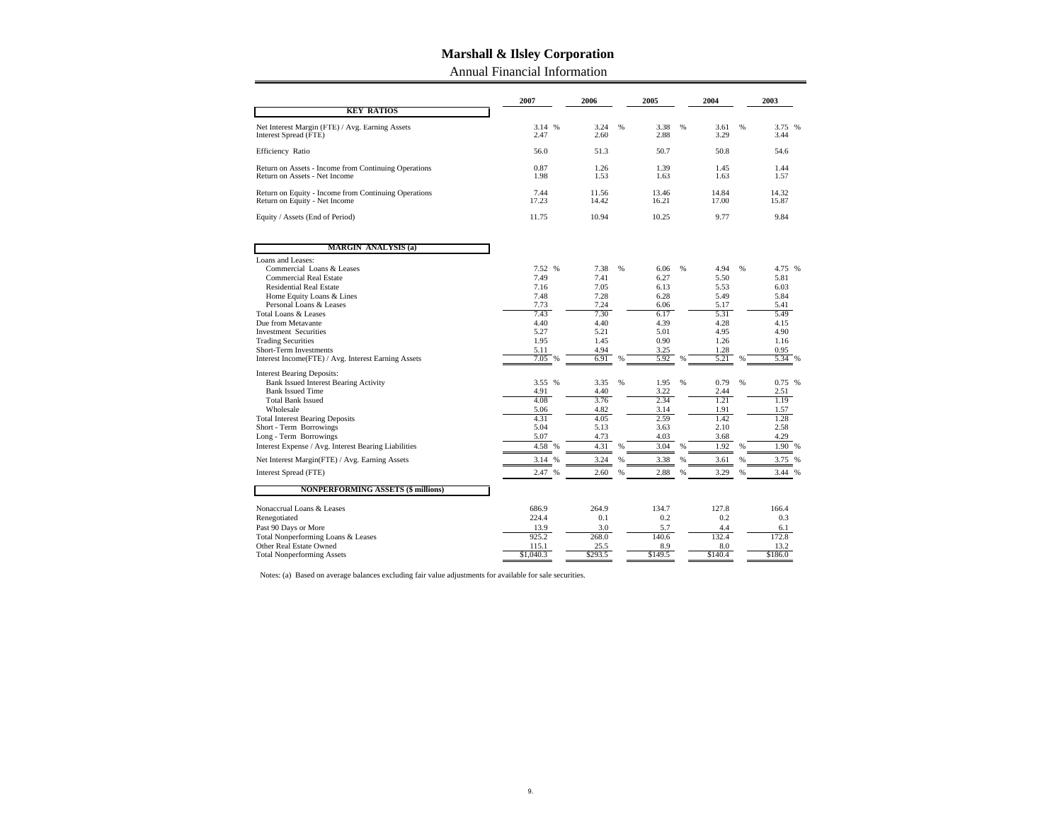# Marshall & Ilsley Corporation

## Annual Financial Information

| | 2007 | 2006 | 2005 | 2004 | 2003 |
|---|---|---|---|---|---|
| **KEY RATIOS** | | | | | |
| Net Interest Margin (FTE) / Avg. Earning Assets | 3.14 % | 3.24 % | 3.38 % | 3.61 % | 3.75 % |
| Interest Spread (FTE) | 2.47 | 2.60 | 2.88 | 3.29 | 3.44 |
| Efficiency Ratio | 56.0 | 51.3 | 50.7 | 50.8 | 54.6 |
| Return on Assets - Income from Continuing Operations | 0.87 | 1.26 | 1.39 | 1.45 | 1.44 |
| Return on Assets - Net Income | 1.98 | 1.53 | 1.63 | 1.63 | 1.57 |
| Return on Equity - Income from Continuing Operations | 7.44 | 11.56 | 13.46 | 14.84 | 14.32 |
| Return on Equity - Net Income | 17.23 | 14.42 | 16.21 | 17.00 | 15.87 |
| Equity / Assets (End of Period) | 11.75 | 10.94 | 10.25 | 9.77 | 9.84 |
| **MARGIN ANALYSIS (a)** | | | | | |
| Loans and Leases: | | | | | |
| Commercial Loans & Leases | 7.52 % | 7.38 % | 6.06 % | 4.94 % | 4.75 % |
| Commercial Real Estate | 7.49 | 7.41 | 6.27 | 5.50 | 5.81 |
| Residential Real Estate | 7.16 | 7.05 | 6.13 | 5.53 | 6.03 |
| Home Equity Loans & Lines | 7.48 | 7.28 | 6.28 | 5.49 | 5.84 |
| Personal Loans & Leases | 7.73 | 7.24 | 6.06 | 5.17 | 5.41 |
| Total Loans & Leases | 7.43 | 7.30 | 6.17 | 5.31 | 5.49 |
| Due from Metavante | 4.40 | 4.40 | 4.39 | 4.28 | 4.15 |
| Investment Securities | 5.27 | 5.21 | 5.01 | 4.95 | 4.90 |
| Trading Securities | 1.95 | 1.45 | 0.90 | 1.26 | 1.16 |
| Short-Term Investments | 5.11 | 4.94 | 3.25 | 1.28 | 0.95 |
| Interest Income(FTE) / Avg. Interest Earning Assets | 7.05 % | 6.91 % | 5.92 % | 5.21 % | 5.34 % |
| Interest Bearing Deposits: | | | | | |
| Bank Issued Interest Bearing Activity | 3.55 % | 3.35 % | 1.95 % | 0.79 % | 0.75 % |
| Bank Issued Time | 4.91 | 4.40 | 3.22 | 2.44 | 2.51 |
| Total Bank Issued | 4.08 | 3.76 | 2.34 | 1.21 | 1.19 |
| Wholesale | 5.06 | 4.82 | 3.14 | 1.91 | 1.57 |
| Total Interest Bearing Deposits | 4.31 | 4.05 | 2.59 | 1.42 | 1.28 |
| Short - Term Borrowings | 5.04 | 5.13 | 3.63 | 2.10 | 2.58 |
| Long - Term Borrowings | 5.07 | 4.73 | 4.03 | 3.68 | 4.29 |
| Interest Expense / Avg. Interest Bearing Liabilities | 4.58 % | 4.31 % | 3.04 % | 1.92 % | 1.90 % |
| Net Interest Margin(FTE) / Avg. Earning Assets | 3.14 % | 3.24 % | 3.38 % | 3.61 % | 3.75 % |
| Interest Spread (FTE) | 2.47 % | 2.60 % | 2.88 % | 3.29 % | 3.44 % |
| **NONPERFORMING ASSETS ($ millions)** | | | | | |
| Nonaccrual Loans & Leases | 686.9 | 264.9 | 134.7 | 127.8 | 166.4 |
| Renegotiated | 224.4 | 0.1 | 0.2 | 0.2 | 0.3 |
| Past 90 Days or More | 13.9 | 3.0 | 5.7 | 4.4 | 6.1 |
| Total Nonperforming Loans & Leases | 925.2 | 268.0 | 140.6 | 132.4 | 172.8 |
| Other Real Estate Owned | 115.1 | 25.5 | 8.9 | 8.0 | 13.2 |
| Total Nonperforming Assets | $1,040.3 | $293.5 | $149.5 | $140.4 | $186.0 |

Notes: (a) Based on average balances excluding fair value adjustments for available for sale securities.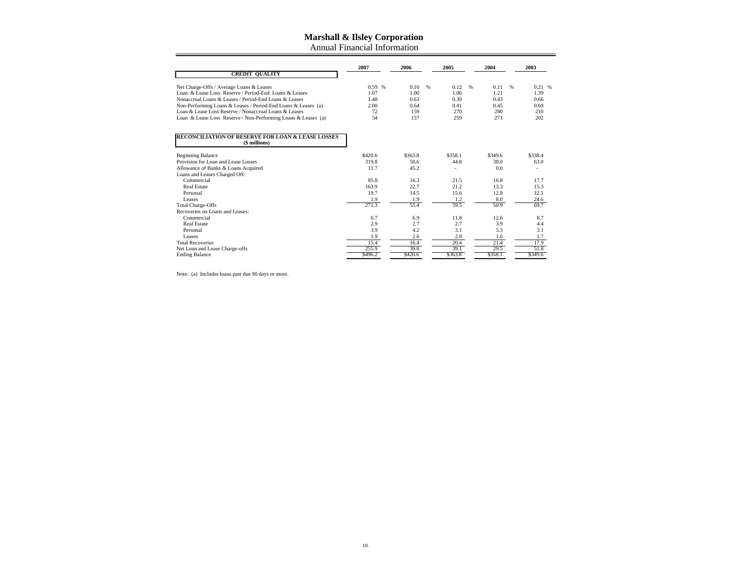# Marshall & Ilsley Corporation

Annual Financial Information

| | 2007 | 2006 | 2005 | 2004 | 2003 |
|---|---|---|---|---|---|
| **CREDIT QUALITY** | | | | | |
| Net Charge-Offs / Average Loans & Leases | 0.59 % | 0.10 % | 0.12 % | 0.11 % | 0.21 % |
| Loan & Lease Loss Reserve / Period-End Loans & Leases | 1.07 | 1.00 | 1.06 | 1.21 | 1.39 |
| Nonaccrual Loans & Leases / Period-End Loans & Leases | 1.48 | 0.63 | 0.39 | 0.43 | 0.66 |
| Non-Performing Loans & Leases / Period-End Loans & Leases (a) | 2.00 | 0.64 | 0.41 | 0.45 | 0.69 |
| Loan & Lease Loss Reserve / Nonaccrual Loans & Leases | 72 | 159 | 270 | 280 | 210 |
| Loan & Lease Loss Reserve / Non-Performing Loans & Leases (a) | 54 | 157 | 259 | 271 | 202 |

| **RECONCILIATION OF RESERVE FOR LOAN & LEASE LOSSES ($ millions)** | 2007 | 2006 | 2005 | 2004 | 2003 |
|---|---|---|---|---|---|
| Beginning Balance | $420.6 | $363.8 | $358.1 | $349.6 | $338.4 |
| Provision for Loan and Lease Losses | 319.8 | 50.6 | 44.8 | 38.0 | 63.0 |
| Allowance of Banks & Loans Acquired | 11.7 | 45.2 | - | 0.0 | - |
| Loans and Leases Charged Off: | | | | | |
| Commercial | 85.8 | 16.3 | 21.5 | 16.8 | 17.7 |
| Real Estate | 163.9 | 22.7 | 21.2 | 13.3 | 15.3 |
| Personal | 19.7 | 14.5 | 15.6 | 12.8 | 12.1 |
| Leases | 1.9 | 1.9 | 1.2 | 8.0 | 24.6 |
| Total Charge-Offs | 271.3 | 55.4 | 59.5 | 50.9 | 69.7 |
| Recoveries on Loans and Leases: | | | | | |
| Commercial | 6.7 | 6.9 | 11.8 | 12.6 | 8.7 |
| Real Estate | 2.9 | 2.7 | 2.7 | 3.9 | 4.4 |
| Personal | 3.9 | 4.2 | 3.1 | 3.3 | 3.1 |
| Leases | 1.9 | 2.6 | 2.8 | 1.6 | 1.7 |
| Total Recoveries | 15.4 | 16.4 | 20.4 | 21.4 | 17.9 |
| Net Loan and Lease Charge-offs | 255.9 | 39.0 | 39.1 | 29.5 | 51.8 |
| Ending Balance | $496.2 | $420.6 | $363.8 | $358.1 | $349.6 |

Note: (a) Includes loans past due 90 days or more.